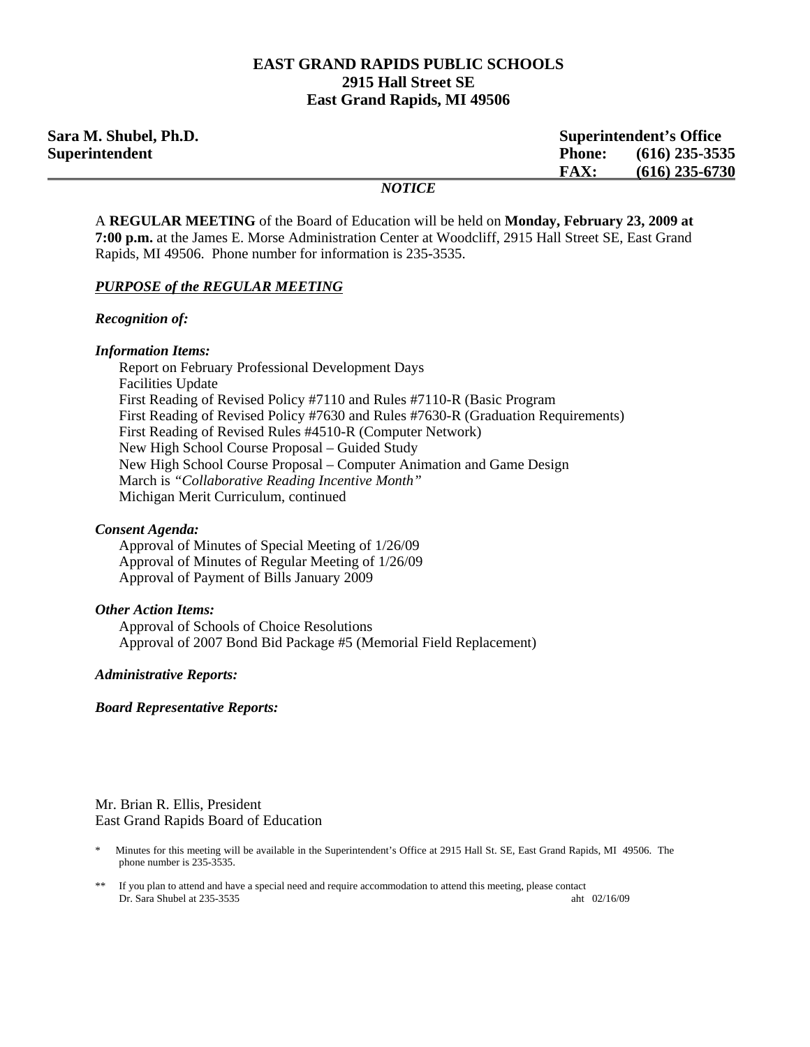**EAST GRAND RAPIDS PUBLIC SCHOOLS**
**2915 Hall Street SE**
**East Grand Rapids, MI 49506**

**Sara M. Shubel, Ph.D.**
**Superintendent**

**Superintendent's Office**
**Phone: (616) 235-3535**
**FAX: (616) 235-6730**

---

***NOTICE***

A **REGULAR MEETING** of the Board of Education will be held on **Monday, February 23, 2009 at 7:00 p.m.** at the James E. Morse Administration Center at Woodcliff, 2915 Hall Street SE, East Grand Rapids, MI 49506. Phone number for information is 235-3535.

***PURPOSE of the REGULAR MEETING***

***Recognition of:***

***Information Items:***

Report on February Professional Development Days
Facilities Update
First Reading of Revised Policy #7110 and Rules #7110-R (Basic Program
First Reading of Revised Policy #7630 and Rules #7630-R (Graduation Requirements)
First Reading of Revised Rules #4510-R (Computer Network)
New High School Course Proposal – Guided Study
New High School Course Proposal – Computer Animation and Game Design
March is *"Collaborative Reading Incentive Month"*
Michigan Merit Curriculum, continued

***Consent Agenda:***

Approval of Minutes of Special Meeting of 1/26/09
Approval of Minutes of Regular Meeting of 1/26/09
Approval of Payment of Bills January 2009

***Other Action Items:***

Approval of Schools of Choice Resolutions
Approval of 2007 Bond Bid Package #5 (Memorial Field Replacement)

***Administrative Reports:***

***Board Representative Reports:***

Mr. Brian R. Ellis, President
East Grand Rapids Board of Education

\* Minutes for this meeting will be available in the Superintendent's Office at 2915 Hall St. SE, East Grand Rapids, MI 49506. The phone number is 235-3535.

\*\* If you plan to attend and have a special need and require accommodation to attend this meeting, please contact Dr. Sara Shubel at 235-3535

aht 02/16/09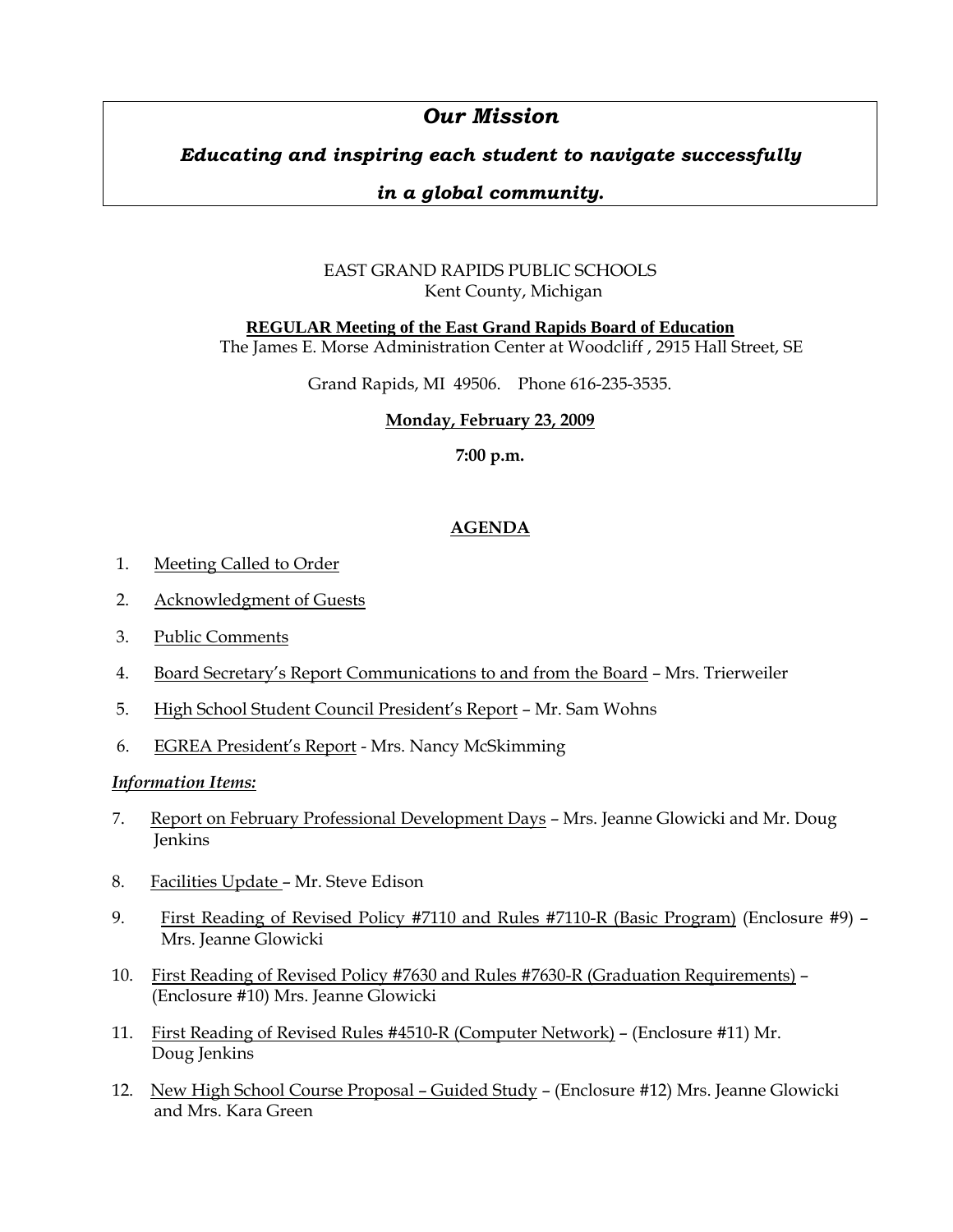## *Our Mission*

***Educating and inspiring each student to navigate successfully***

***in a global community.***

EAST GRAND RAPIDS PUBLIC SCHOOLS
Kent County, Michigan

**REGULAR Meeting of the East Grand Rapids Board of Education**
The James E. Morse Administration Center at Woodcliff , 2915 Hall Street, SE

Grand Rapids, MI 49506. Phone 616-235-3535.

**Monday, February 23, 2009**

**7:00 p.m.**

**AGENDA**

1. Meeting Called to Order
2. Acknowledgment of Guests
3. Public Comments
4. Board Secretary's Report Communications to and from the Board – Mrs. Trierweiler
5. High School Student Council President's Report – Mr. Sam Wohns
6. EGREA President's Report - Mrs. Nancy McSkimming

***Information Items:***

7. Report on February Professional Development Days – Mrs. Jeanne Glowicki and Mr. Doug Jenkins
8. Facilities Update – Mr. Steve Edison
9. First Reading of Revised Policy #7110 and Rules #7110-R (Basic Program) (Enclosure #9) – Mrs. Jeanne Glowicki
10. First Reading of Revised Policy #7630 and Rules #7630-R (Graduation Requirements) – (Enclosure #10) Mrs. Jeanne Glowicki
11. First Reading of Revised Rules #4510-R (Computer Network) – (Enclosure #11) Mr. Doug Jenkins
12. New High School Course Proposal – Guided Study – (Enclosure #12) Mrs. Jeanne Glowicki and Mrs. Kara Green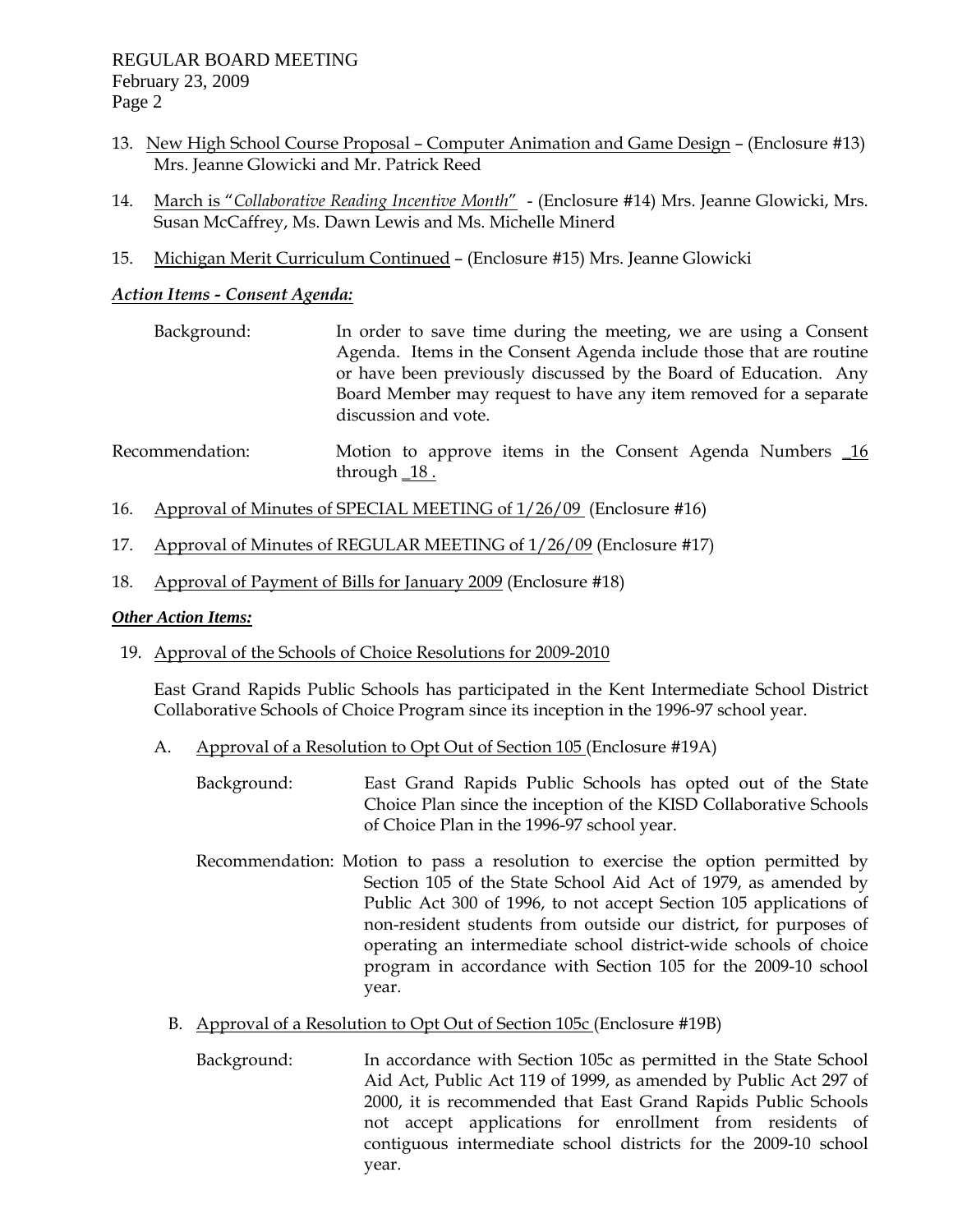13. New High School Course Proposal – Computer Animation and Game Design – (Enclosure #13) Mrs. Jeanne Glowicki and Mr. Patrick Reed

14. March is "*Collaborative Reading Incentive Month*" - (Enclosure #14) Mrs. Jeanne Glowicki, Mrs. Susan McCaffrey, Ms. Dawn Lewis and Ms. Michelle Minerd

15. Michigan Merit Curriculum Continued – (Enclosure #15) Mrs. Jeanne Glowicki

***Action Items - Consent Agenda:***

Background: In order to save time during the meeting, we are using a Consent Agenda. Items in the Consent Agenda include those that are routine or have been previously discussed by the Board of Education. Any Board Member may request to have any item removed for a separate discussion and vote.

Recommendation: Motion to approve items in the Consent Agenda Numbers _16 through _18 .

16. Approval of Minutes of SPECIAL MEETING of 1/26/09 (Enclosure #16)

17. Approval of Minutes of REGULAR MEETING of 1/26/09 (Enclosure #17)

18. Approval of Payment of Bills for January 2009 (Enclosure #18)

***Other Action Items:***

19. Approval of the Schools of Choice Resolutions for 2009-2010

East Grand Rapids Public Schools has participated in the Kent Intermediate School District Collaborative Schools of Choice Program since its inception in the 1996-97 school year.

A. Approval of a Resolution to Opt Out of Section 105 (Enclosure #19A)

Background: East Grand Rapids Public Schools has opted out of the State Choice Plan since the inception of the KISD Collaborative Schools of Choice Plan in the 1996-97 school year.

Recommendation: Motion to pass a resolution to exercise the option permitted by Section 105 of the State School Aid Act of 1979, as amended by Public Act 300 of 1996, to not accept Section 105 applications of non-resident students from outside our district, for purposes of operating an intermediate school district-wide schools of choice program in accordance with Section 105 for the 2009-10 school year.

B. Approval of a Resolution to Opt Out of Section 105c (Enclosure #19B)

Background: In accordance with Section 105c as permitted in the State School Aid Act, Public Act 119 of 1999, as amended by Public Act 297 of 2000, it is recommended that East Grand Rapids Public Schools not accept applications for enrollment from residents of contiguous intermediate school districts for the 2009-10 school year.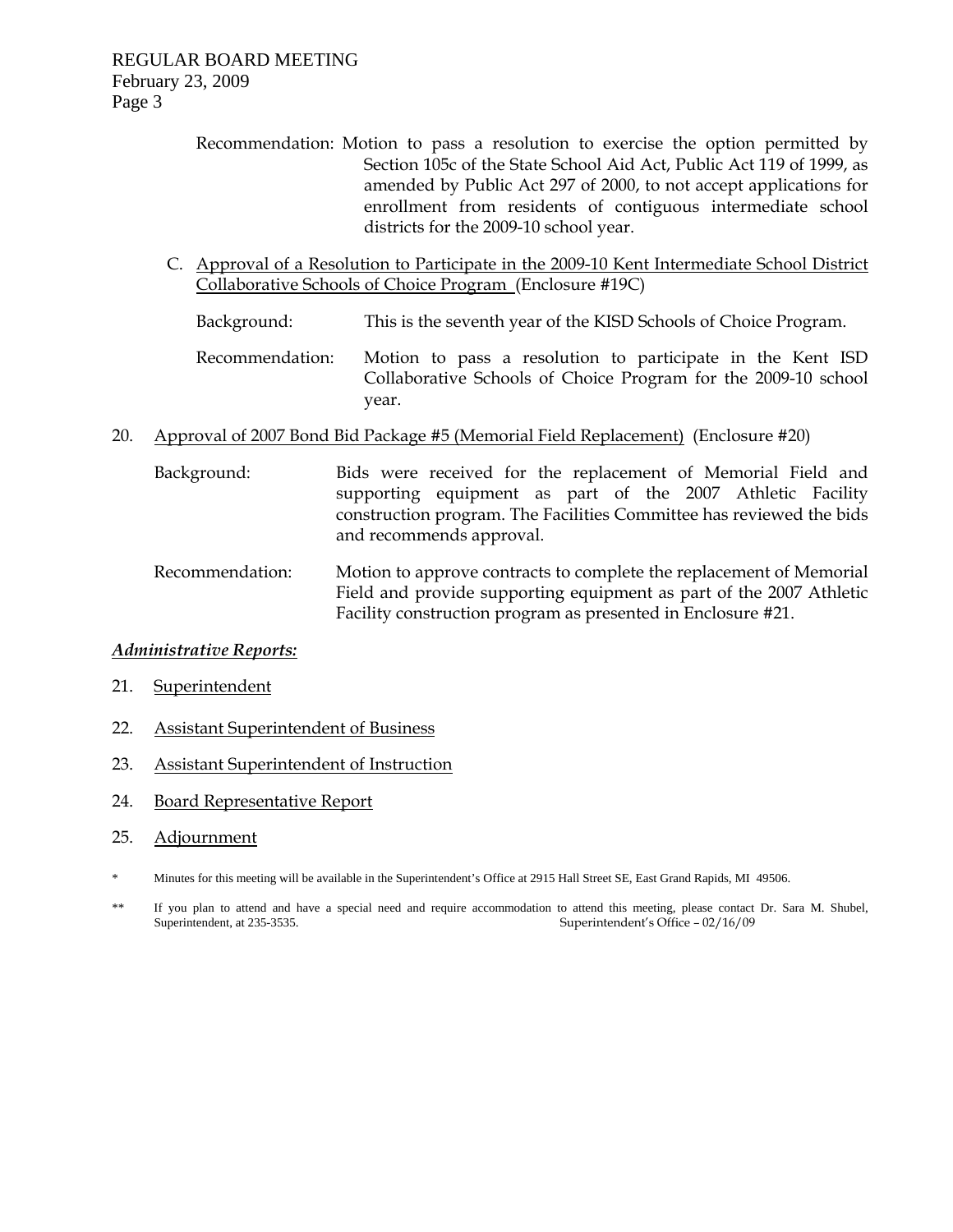Recommendation: Motion to pass a resolution to exercise the option permitted by Section 105c of the State School Aid Act, Public Act 119 of 1999, as amended by Public Act 297 of 2000, to not accept applications for enrollment from residents of contiguous intermediate school districts for the 2009-10 school year.

C. Approval of a Resolution to Participate in the 2009-10 Kent Intermediate School District Collaborative Schools of Choice Program (Enclosure #19C)

Background: This is the seventh year of the KISD Schools of Choice Program.

Recommendation: Motion to pass a resolution to participate in the Kent ISD Collaborative Schools of Choice Program for the 2009-10 school year.

20. Approval of 2007 Bond Bid Package #5 (Memorial Field Replacement) (Enclosure #20)

Background: Bids were received for the replacement of Memorial Field and supporting equipment as part of the 2007 Athletic Facility construction program. The Facilities Committee has reviewed the bids and recommends approval.

Recommendation: Motion to approve contracts to complete the replacement of Memorial Field and provide supporting equipment as part of the 2007 Athletic Facility construction program as presented in Enclosure #21.

***Administrative Reports:***

21. Superintendent

22. Assistant Superintendent of Business

23. Assistant Superintendent of Instruction

24. Board Representative Report

25. Adjournment

\* Minutes for this meeting will be available in the Superintendent's Office at 2915 Hall Street SE, East Grand Rapids, MI 49506.

\*\* If you plan to attend and have a special need and require accommodation to attend this meeting, please contact Dr. Sara M. Shubel, Superintendent, at 235-3535.

Superintendent's Office – 02/16/09